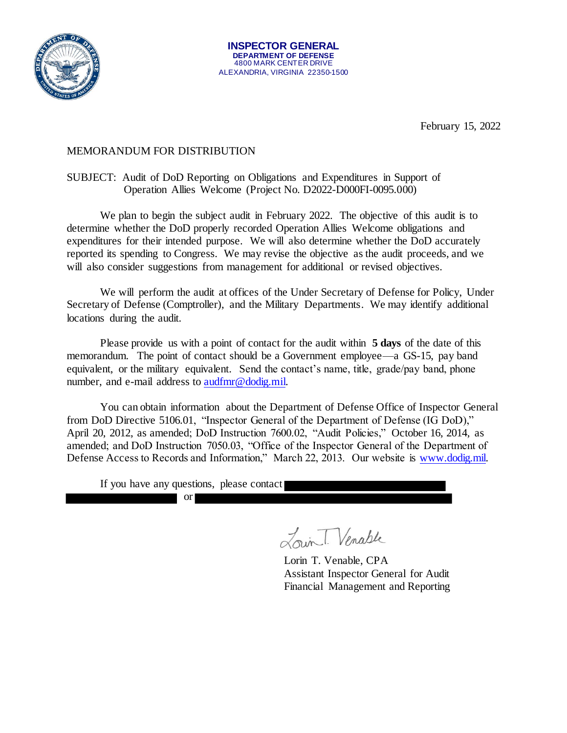**INSPECTOR GENERAL**
**DEPARTMENT OF DEFENSE**
4800 MARK CENTER DRIVE
ALEXANDRIA, VIRGINIA 22350-1500

February 15, 2022

MEMORANDUM FOR DISTRIBUTION

SUBJECT: Audit of DoD Reporting on Obligations and Expenditures in Support of Operation Allies Welcome (Project No. D2022-D000FI-0095.000)

We plan to begin the subject audit in February 2022. The objective of this audit is to determine whether the DoD properly recorded Operation Allies Welcome obligations and expenditures for their intended purpose. We will also determine whether the DoD accurately reported its spending to Congress. We may revise the objective as the audit proceeds, and we will also consider suggestions from management for additional or revised objectives.

We will perform the audit at offices of the Under Secretary of Defense for Policy, Under Secretary of Defense (Comptroller), and the Military Departments. We may identify additional locations during the audit.

Please provide us with a point of contact for the audit within **5 days** of the date of this memorandum. The point of contact should be a Government employee—a GS-15, pay band equivalent, or the military equivalent. Send the contact's name, title, grade/pay band, phone number, and e-mail address to audfmr@dodig.mil.

You can obtain information about the Department of Defense Office of Inspector General from DoD Directive 5106.01, "Inspector General of the Department of Defense (IG DoD)," April 20, 2012, as amended; DoD Instruction 7600.02, "Audit Policies," October 16, 2014, as amended; and DoD Instruction 7050.03, "Office of the Inspector General of the Department of Defense Access to Records and Information," March 22, 2013. Our website is www.dodig.mil.

If you have any questions, please contact [REDACTED] [REDACTED] or [REDACTED]

Lorin T. Venable, CPA
Assistant Inspector General for Audit
Financial Management and Reporting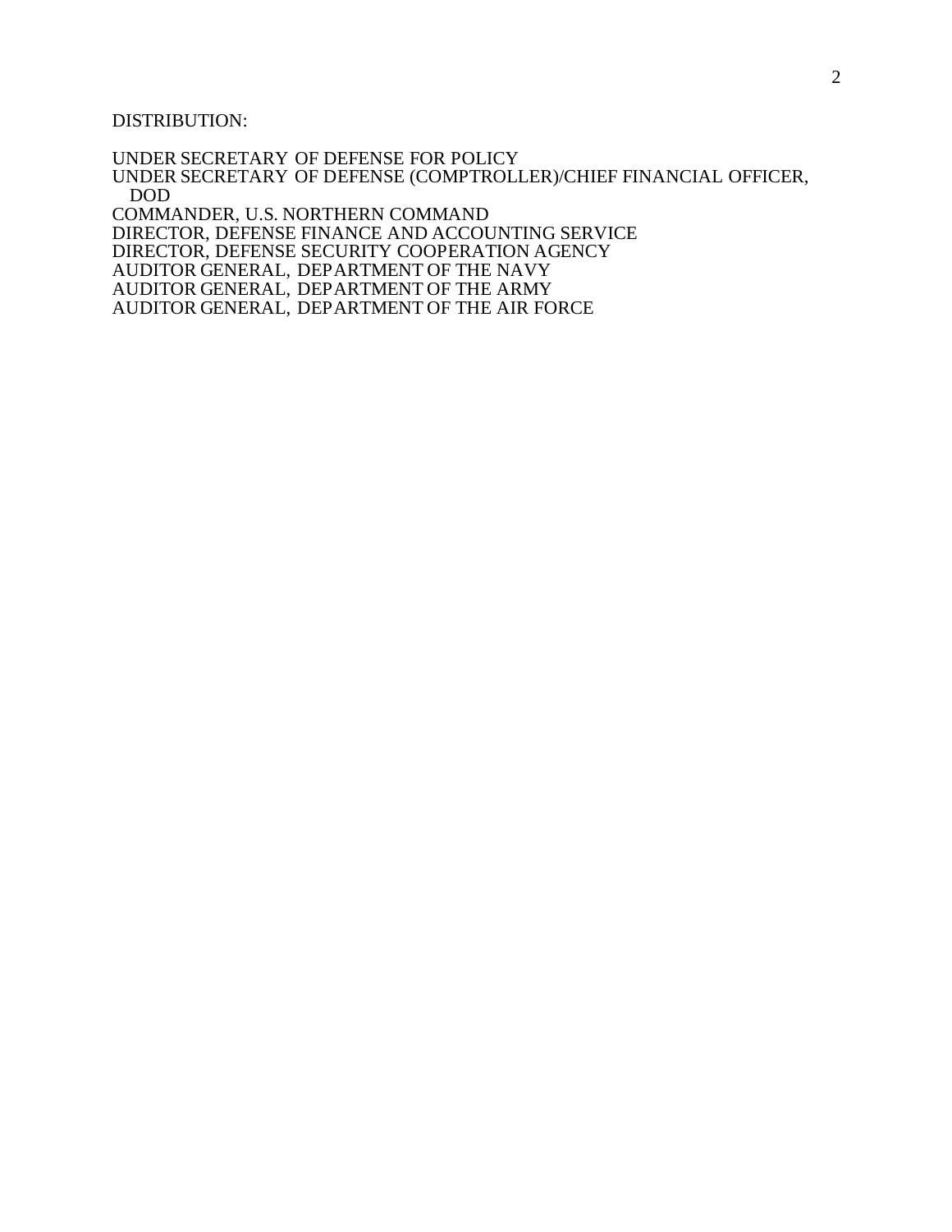DISTRIBUTION:

UNDER SECRETARY OF DEFENSE FOR POLICY  
UNDER SECRETARY OF DEFENSE (COMPTROLLER)/CHIEF FINANCIAL OFFICER, DOD  
COMMANDER, U.S. NORTHERN COMMAND  
DIRECTOR, DEFENSE FINANCE AND ACCOUNTING SERVICE  
DIRECTOR, DEFENSE SECURITY COOPERATION AGENCY  
AUDITOR GENERAL, DEPARTMENT OF THE NAVY  
AUDITOR GENERAL, DEPARTMENT OF THE ARMY  
AUDITOR GENERAL, DEPARTMENT OF THE AIR FORCE